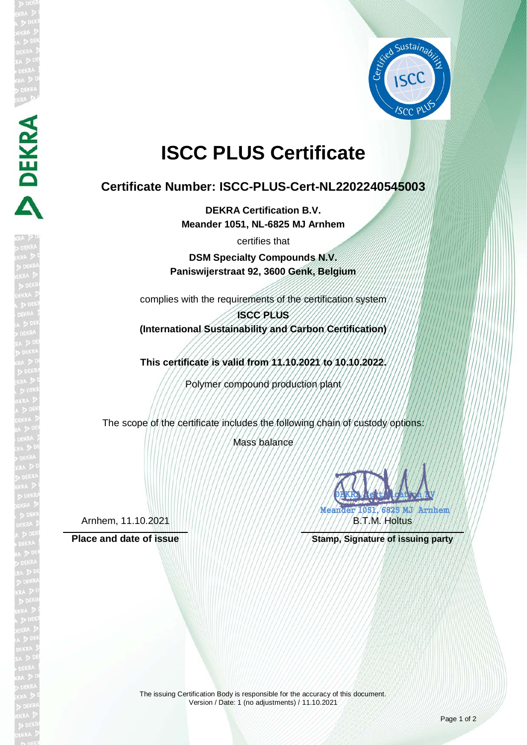# ISCC PLUS Certificate

## Certificate Number: ISCC-PLUS-Cert-NL2202240545003

**DEKRA Certification B.V.**
**Meander 1051, NL-6825 MJ Arnhem**

certifies that

**DSM Specialty Compounds N.V.**
**Paniswijerstraat 92, 3600 Genk, Belgium**

complies with the requirements of the certification system

**ISCC PLUS**
**(International Sustainability and Carbon Certification)**

**This certificate is valid from 11.10.2021 to 10.10.2022.**

Polymer compound production plant

The scope of the certificate includes the following chain of custody options:

Mass balance

DEKRA Certification BV
Meander 1051, 6825 MJ Arnhem

Arnhem, 11.10.2021 — B.T.M. Holtus

**Place and date of issue** — **Stamp, Signature of issuing party**

The issuing Certification Body is responsible for the accuracy of this document.
Version / Date: 1 (no adjustments) / 11.10.2021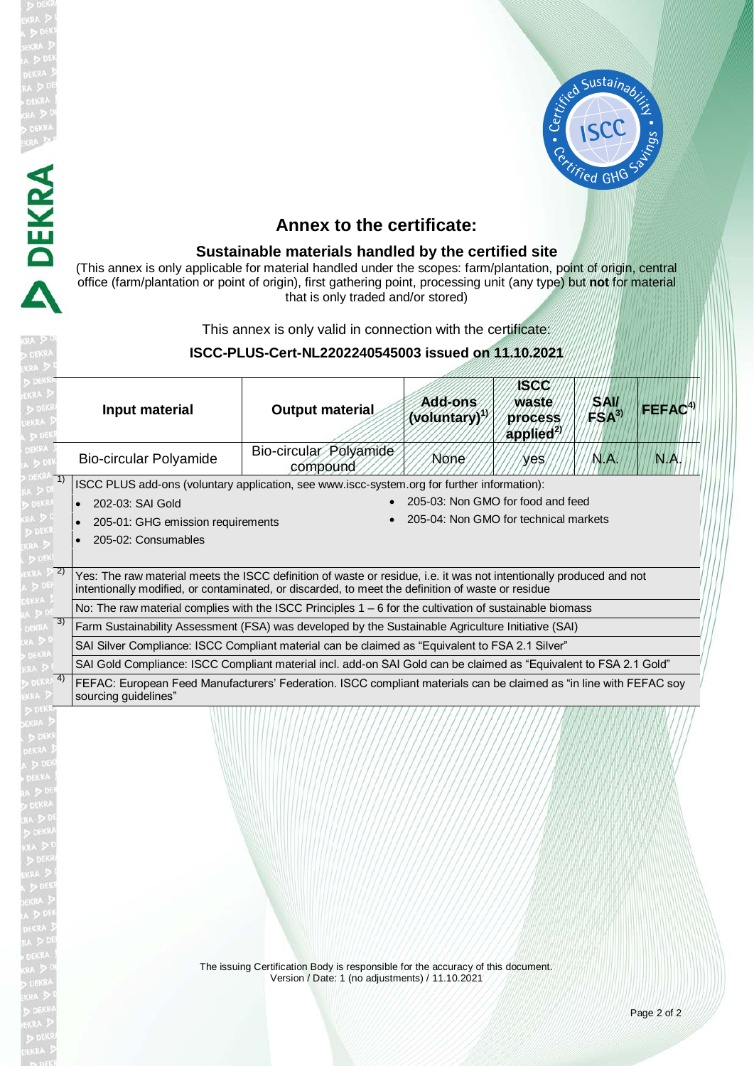# Annex to the certificate:

## Sustainable materials handled by the certified site

(This annex is only applicable for material handled under the scopes: farm/plantation, point of origin, central office (farm/plantation or point of origin), first gathering point, processing unit (any type) but **not** for material that is only traded and/or stored)

This annex is only valid in connection with the certificate:

**ISCC-PLUS-Cert-NL2202240545003 issued on 11.10.2021**

| Input material | Output material | Add-ons (voluntary)[1] | ISCC waste process applied[2] | SAI/ FSA[3] | FEFAC[4] |
|---|---|---|---|---|---|
| Bio-circular Polyamide | Bio-circular Polyamide compound | None | yes | N.A. | N.A. |

[1] ISCC PLUS add-ons (voluntary application, see www.iscc-system.org for further information):

- 202-03: SAI Gold
- 205-01: GHG emission requirements
- 205-02: Consumables
- 205-03: Non GMO for food and feed
- 205-04: Non GMO for technical markets

[2] Yes: The raw material meets the ISCC definition of waste or residue, i.e. it was not intentionally produced and not intentionally modified, or contaminated, or discarded, to meet the definition of waste or residue

No: The raw material complies with the ISCC Principles 1 – 6 for the cultivation of sustainable biomass

[3] Farm Sustainability Assessment (FSA) was developed by the Sustainable Agriculture Initiative (SAI)

SAI Silver Compliance: ISCC Compliant material can be claimed as "Equivalent to FSA 2.1 Silver"

SAI Gold Compliance: ISCC Compliant material incl. add-on SAI Gold can be claimed as "Equivalent to FSA 2.1 Gold"

[4] FEFAC: European Feed Manufacturers' Federation. ISCC compliant materials can be claimed as "in line with FEFAC soy sourcing guidelines"

The issuing Certification Body is responsible for the accuracy of this document.
Version / Date: 1 (no adjustments) / 11.10.2021